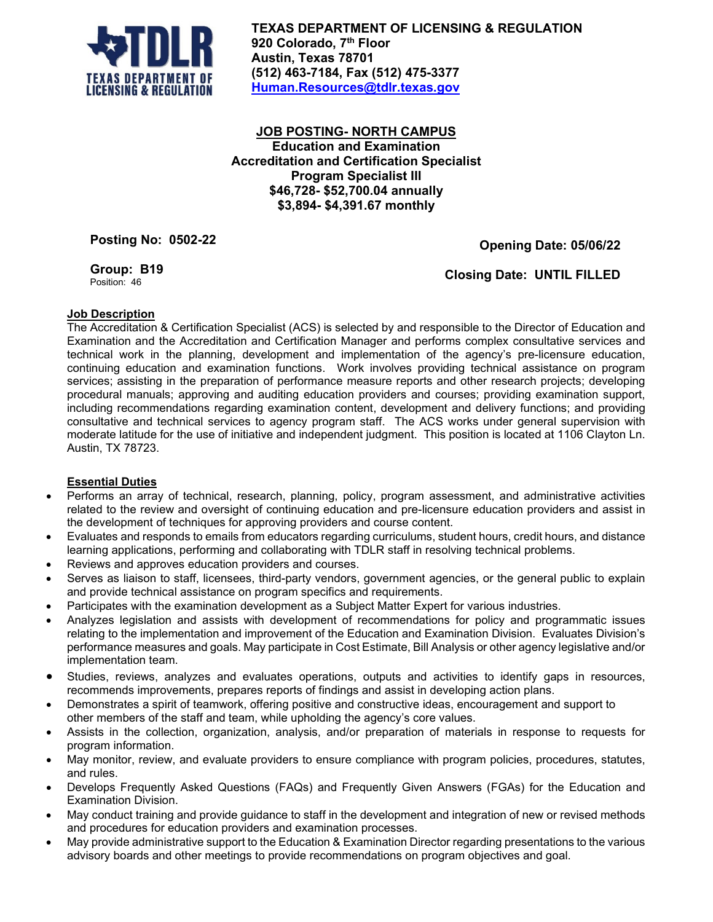**TEXAS DEPARTMENT OF LICENSING & REGULATION**
**920 Colorado, 7th Floor**
**Austin, Texas 78701**
**(512) 463-7184, Fax (512) 475-3377**
**Human.Resources@tdlr.texas.gov**

# JOB POSTING- NORTH CAMPUS

**Education and Examination**
**Accreditation and Certification Specialist**
**Program Specialist III**
**$46,728- $52,700.04 annually**
**$3,894- $4,391.67 monthly**

**Posting No: 0502-22** **Opening Date: 05/06/22**

**Group: B19** **Closing Date: UNTIL FILLED**
Position: 46

## Job Description

The Accreditation & Certification Specialist (ACS) is selected by and responsible to the Director of Education and Examination and the Accreditation and Certification Manager and performs complex consultative services and technical work in the planning, development and implementation of the agency's pre-licensure education, continuing education and examination functions. Work involves providing technical assistance on program services; assisting in the preparation of performance measure reports and other research projects; developing procedural manuals; approving and auditing education providers and courses; providing examination support, including recommendations regarding examination content, development and delivery functions; and providing consultative and technical services to agency program staff. The ACS works under general supervision with moderate latitude for the use of initiative and independent judgment. This position is located at 1106 Clayton Ln. Austin, TX 78723.

## Essential Duties

- Performs an array of technical, research, planning, policy, program assessment, and administrative activities related to the review and oversight of continuing education and pre-licensure education providers and assist in the development of techniques for approving providers and course content.
- Evaluates and responds to emails from educators regarding curriculums, student hours, credit hours, and distance learning applications, performing and collaborating with TDLR staff in resolving technical problems.
- Reviews and approves education providers and courses.
- Serves as liaison to staff, licensees, third-party vendors, government agencies, or the general public to explain and provide technical assistance on program specifics and requirements.
- Participates with the examination development as a Subject Matter Expert for various industries.
- Analyzes legislation and assists with development of recommendations for policy and programmatic issues relating to the implementation and improvement of the Education and Examination Division. Evaluates Division's performance measures and goals. May participate in Cost Estimate, Bill Analysis or other agency legislative and/or implementation team.
- Studies, reviews, analyzes and evaluates operations, outputs and activities to identify gaps in resources, recommends improvements, prepares reports of findings and assist in developing action plans.
- Demonstrates a spirit of teamwork, offering positive and constructive ideas, encouragement and support to other members of the staff and team, while upholding the agency's core values.
- Assists in the collection, organization, analysis, and/or preparation of materials in response to requests for program information.
- May monitor, review, and evaluate providers to ensure compliance with program policies, procedures, statutes, and rules.
- Develops Frequently Asked Questions (FAQs) and Frequently Given Answers (FGAs) for the Education and Examination Division.
- May conduct training and provide guidance to staff in the development and integration of new or revised methods and procedures for education providers and examination processes.
- May provide administrative support to the Education & Examination Director regarding presentations to the various advisory boards and other meetings to provide recommendations on program objectives and goal.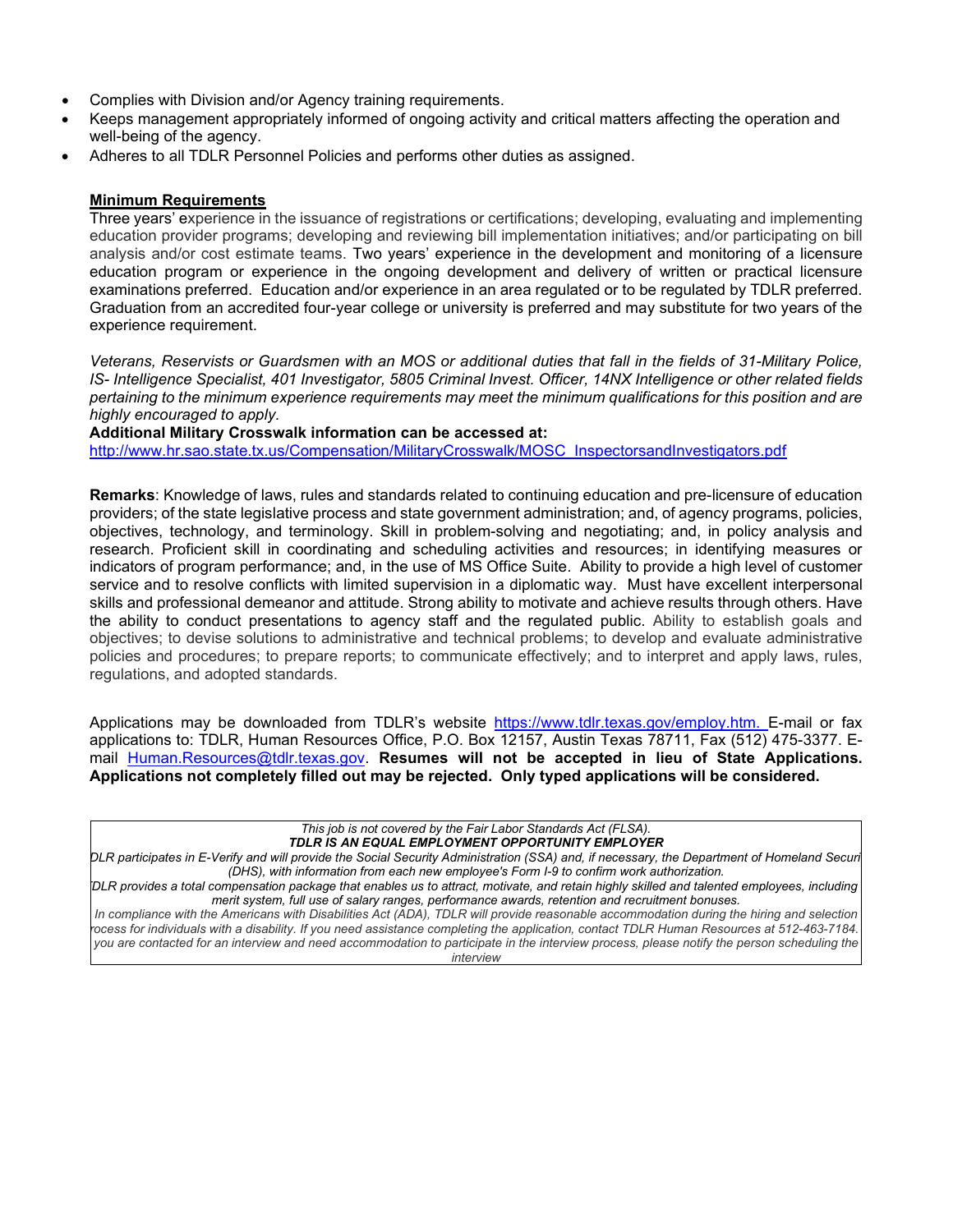- Complies with Division and/or Agency training requirements.
- Keeps management appropriately informed of ongoing activity and critical matters affecting the operation and well-being of the agency.
- Adheres to all TDLR Personnel Policies and performs other duties as assigned.

**Minimum Requirements**

Three years' experience in the issuance of registrations or certifications; developing, evaluating and implementing education provider programs; developing and reviewing bill implementation initiatives; and/or participating on bill analysis and/or cost estimate teams. Two years' experience in the development and monitoring of a licensure education program or experience in the ongoing development and delivery of written or practical licensure examinations preferred. Education and/or experience in an area regulated or to be regulated by TDLR preferred. Graduation from an accredited four-year college or university is preferred and may substitute for two years of the experience requirement.

*Veterans, Reservists or Guardsmen with an MOS or additional duties that fall in the fields of 31-Military Police, IS- Intelligence Specialist, 401 Investigator, 5805 Criminal Invest. Officer, 14NX Intelligence or other related fields pertaining to the minimum experience requirements may meet the minimum qualifications for this position and are highly encouraged to apply.*

**Additional Military Crosswalk information can be accessed at:**
http://www.hr.sao.state.tx.us/Compensation/MilitaryCrosswalk/MOSC_InspectorsandInvestigators.pdf

**Remarks**: Knowledge of laws, rules and standards related to continuing education and pre-licensure of education providers; of the state legislative process and state government administration; and, of agency programs, policies, objectives, technology, and terminology. Skill in problem-solving and negotiating; and, in policy analysis and research. Proficient skill in coordinating and scheduling activities and resources; in identifying measures or indicators of program performance; and, in the use of MS Office Suite. Ability to provide a high level of customer service and to resolve conflicts with limited supervision in a diplomatic way. Must have excellent interpersonal skills and professional demeanor and attitude. Strong ability to motivate and achieve results through others. Have the ability to conduct presentations to agency staff and the regulated public. Ability to establish goals and objectives; to devise solutions to administrative and technical problems; to develop and evaluate administrative policies and procedures; to prepare reports; to communicate effectively; and to interpret and apply laws, rules, regulations, and adopted standards.

Applications may be downloaded from TDLR's website https://www.tdlr.texas.gov/employ.htm. E-mail or fax applications to: TDLR, Human Resources Office, P.O. Box 12157, Austin Texas 78711, Fax (512) 475-3377. E-mail Human.Resources@tdlr.texas.gov. **Resumes will not be accepted in lieu of State Applications. Applications not completely filled out may be rejected. Only typed applications will be considered.**

*This job is not covered by the Fair Labor Standards Act (FLSA).*
***TDLR IS AN EQUAL EMPLOYMENT OPPORTUNITY EMPLOYER***
*DLR participates in E-Verify and will provide the Social Security Administration (SSA) and, if necessary, the Department of Homeland Securi (DHS), with information from each new employee's Form I-9 to confirm work authorization.*
*DLR provides a total compensation package that enables us to attract, motivate, and retain highly skilled and talented employees, including merit system, full use of salary ranges, performance awards, retention and recruitment bonuses.*
*In compliance with the Americans with Disabilities Act (ADA), TDLR will provide reasonable accommodation during the hiring and selection rocess for individuals with a disability. If you need assistance completing the application, contact TDLR Human Resources at 512-463-7184. you are contacted for an interview and need accommodation to participate in the interview process, please notify the person scheduling the interview*